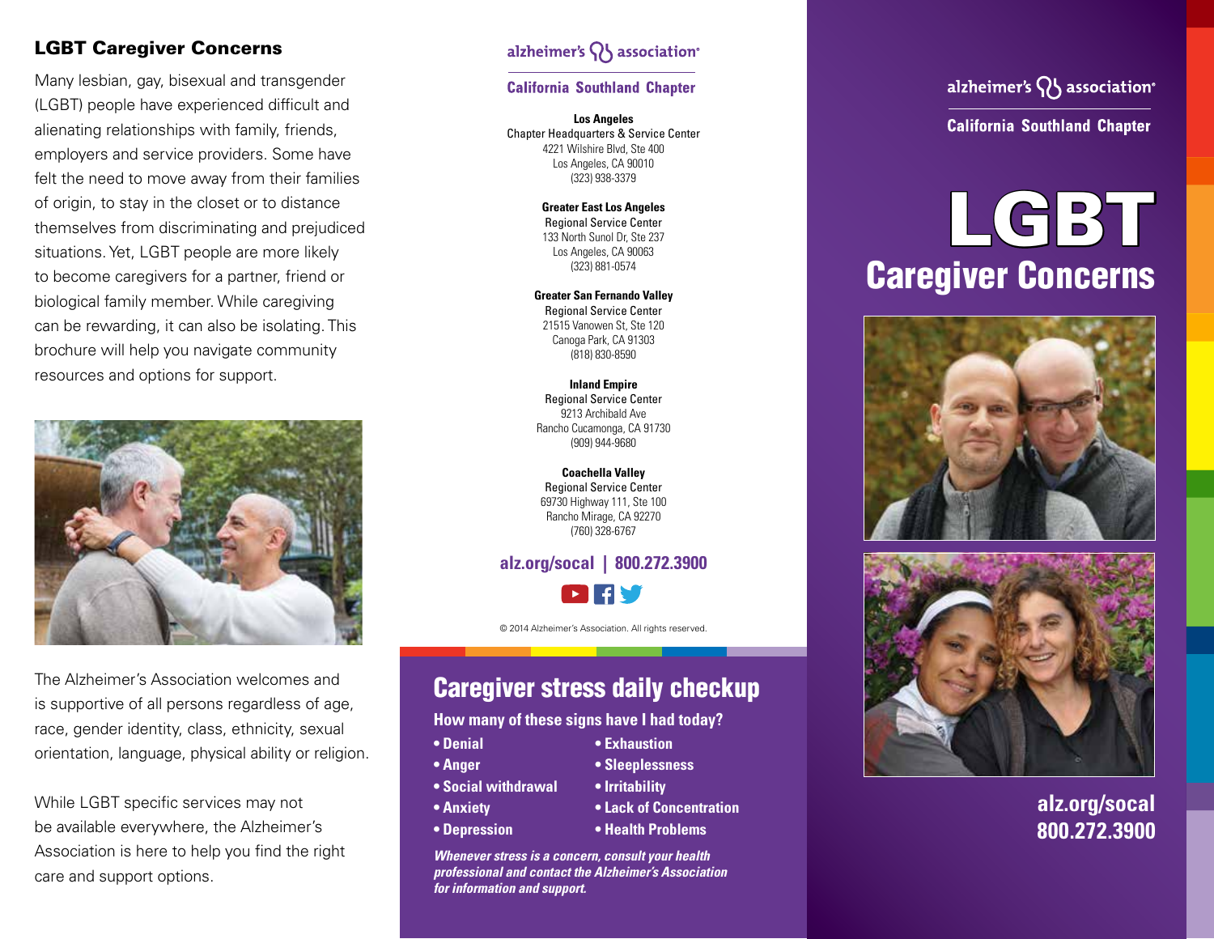## LGBT Caregiver Concerns

Many lesbian, gay, bisexual and transgender (LGBT) people have experienced difficult and alienating relationships with family, friends, employers and service providers. Some have felt the need to move away from their families of origin, to stay in the closet or to distance themselves from discriminating and prejudiced situations. Yet, LGBT people are more likely to become caregivers for a partner, friend or biological family member. While caregiving can be rewarding, it can also be isolating. This brochure will help you navigate community resources and options for support.

The Alzheimer's Association welcomes and is supportive of all persons regardless of age, race, gender identity, class, ethnicity, sexual orientation, language, physical ability or religion.

While LGBT specific services may not be available everywhere, the Alzheimer's Association is here to help you find the right care and support options.

alzheimer's association®

**California Southland Chapter**

**Los Angeles**
Chapter Headquarters & Service Center
4221 Wilshire Blvd, Ste 400
Los Angeles, CA 90010
(323) 938-3379

**Greater East Los Angeles**
Regional Service Center
133 North Sunol Dr, Ste 237
Los Angeles, CA 90063
(323) 881-0574

**Greater San Fernando Valley**
Regional Service Center
21515 Vanowen St, Ste 120
Canoga Park, CA 91303
(818) 830-8590

**Inland Empire**
Regional Service Center
9213 Archibald Ave
Rancho Cucamonga, CA 91730
(909) 944-9680

**Coachella Valley**
Regional Service Center
69730 Highway 111, Ste 100
Rancho Mirage, CA 92270
(760) 328-6767

**alz.org/socal | 800.272.3900**

© 2014 Alzheimer's Association. All rights reserved.

## Caregiver stress daily checkup

**How many of these signs have I had today?**

- Denial
- Anger
- Social withdrawal
- Anxiety
- Depression
- Exhaustion
- Sleeplessness
- Irritability
- Lack of Concentration
- Health Problems

***Whenever stress is a concern, consult your health professional and contact the Alzheimer's Association for information and support.***

alzheimer's association®

**California Southland Chapter**

# LGBT Caregiver Concerns

**alz.org/socal**
**800.272.3900**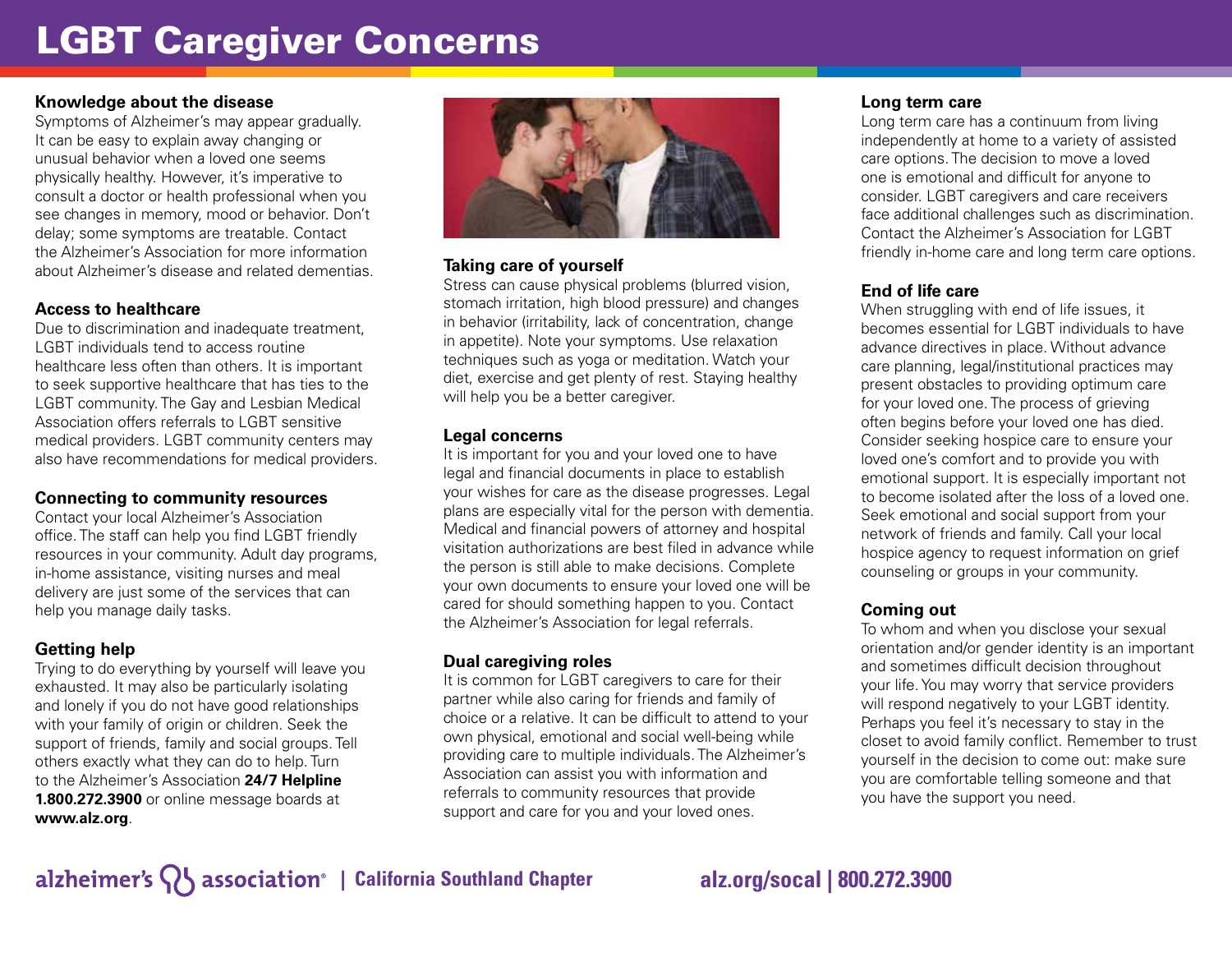# LGBT Caregiver Concerns

### Knowledge about the disease

Symptoms of Alzheimer's may appear gradually. It can be easy to explain away changing or unusual behavior when a loved one seems physically healthy. However, it's imperative to consult a doctor or health professional when you see changes in memory, mood or behavior. Don't delay; some symptoms are treatable. Contact the Alzheimer's Association for more information about Alzheimer's disease and related dementias.

### Access to healthcare

Due to discrimination and inadequate treatment, LGBT individuals tend to access routine healthcare less often than others. It is important to seek supportive healthcare that has ties to the LGBT community. The Gay and Lesbian Medical Association offers referrals to LGBT sensitive medical providers. LGBT community centers may also have recommendations for medical providers.

### Connecting to community resources

Contact your local Alzheimer's Association office. The staff can help you find LGBT friendly resources in your community. Adult day programs, in-home assistance, visiting nurses and meal delivery are just some of the services that can help you manage daily tasks.

### Getting help

Trying to do everything by yourself will leave you exhausted. It may also be particularly isolating and lonely if you do not have good relationships with your family of origin or children. Seek the support of friends, family and social groups. Tell others exactly what they can do to help. Turn to the Alzheimer's Association **24/7 Helpline 1.800.272.3900** or online message boards at **www.alz.org**.

### Taking care of yourself

Stress can cause physical problems (blurred vision, stomach irritation, high blood pressure) and changes in behavior (irritability, lack of concentration, change in appetite). Note your symptoms. Use relaxation techniques such as yoga or meditation. Watch your diet, exercise and get plenty of rest. Staying healthy will help you be a better caregiver.

### Legal concerns

It is important for you and your loved one to have legal and financial documents in place to establish your wishes for care as the disease progresses. Legal plans are especially vital for the person with dementia. Medical and financial powers of attorney and hospital visitation authorizations are best filed in advance while the person is still able to make decisions. Complete your own documents to ensure your loved one will be cared for should something happen to you. Contact the Alzheimer's Association for legal referrals.

### Dual caregiving roles

It is common for LGBT caregivers to care for their partner while also caring for friends and family of choice or a relative. It can be difficult to attend to your own physical, emotional and social well-being while providing care to multiple individuals. The Alzheimer's Association can assist you with information and referrals to community resources that provide support and care for you and your loved ones.

### Long term care

Long term care has a continuum from living independently at home to a variety of assisted care options. The decision to move a loved one is emotional and difficult for anyone to consider. LGBT caregivers and care receivers face additional challenges such as discrimination. Contact the Alzheimer's Association for LGBT friendly in-home care and long term care options.

### End of life care

When struggling with end of life issues, it becomes essential for LGBT individuals to have advance directives in place. Without advance care planning, legal/institutional practices may present obstacles to providing optimum care for your loved one. The process of grieving often begins before your loved one has died. Consider seeking hospice care to ensure your loved one's comfort and to provide you with emotional support. It is especially important not to become isolated after the loss of a loved one. Seek emotional and social support from your network of friends and family. Call your local hospice agency to request information on grief counseling or groups in your community.

### Coming out

To whom and when you disclose your sexual orientation and/or gender identity is an important and sometimes difficult decision throughout your life. You may worry that service providers will respond negatively to your LGBT identity. Perhaps you feel it's necessary to stay in the closet to avoid family conflict. Remember to trust yourself in the decision to come out: make sure you are comfortable telling someone and that you have the support you need.

alzheimer's association® | California Southland Chapter

alz.org/socal | 800.272.3900